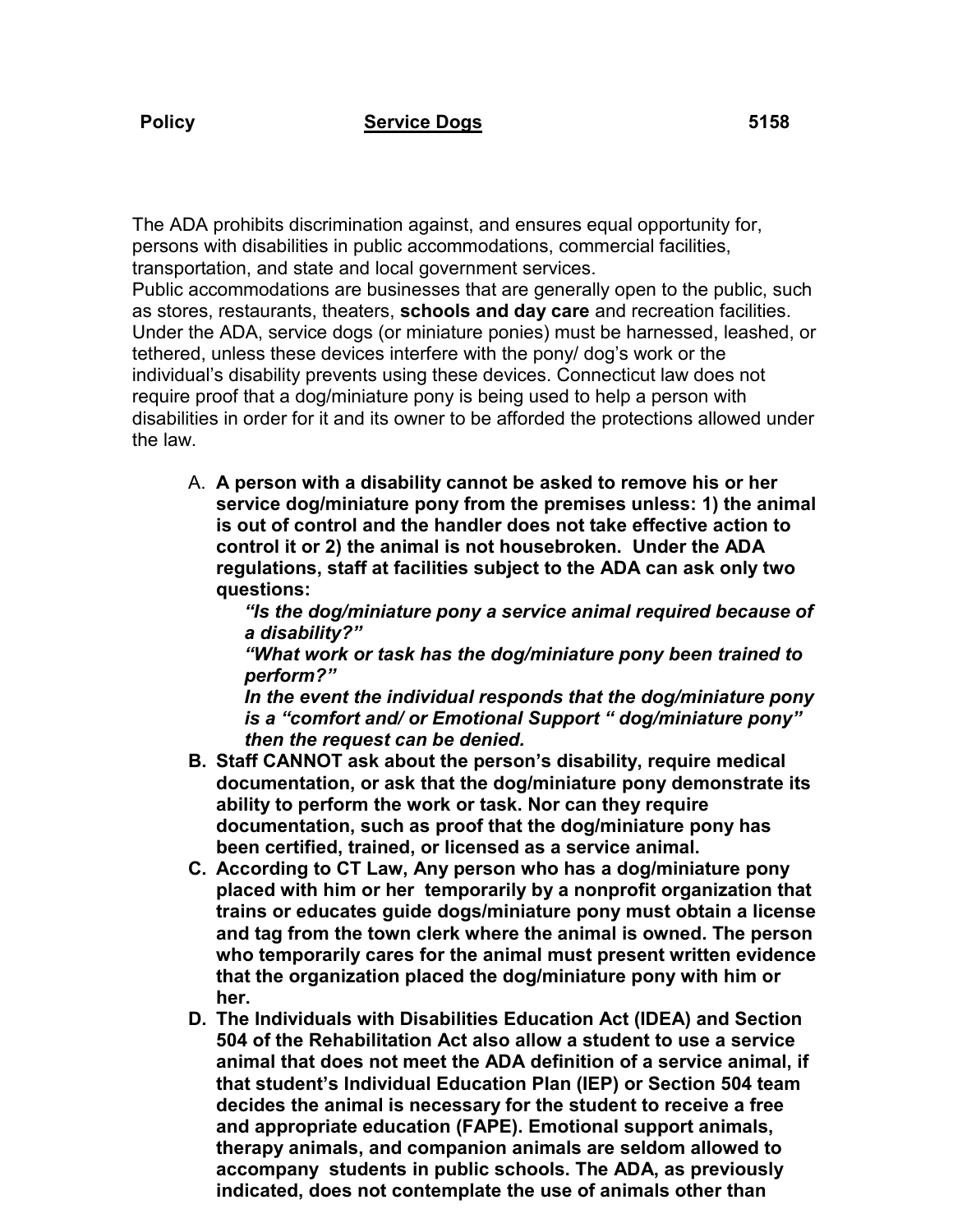**Policy** **Service Dogs** **5158**

The ADA prohibits discrimination against, and ensures equal opportunity for, persons with disabilities in public accommodations, commercial facilities, transportation, and state and local government services.
Public accommodations are businesses that are generally open to the public, such as stores, restaurants, theaters, **schools and day care** and recreation facilities. Under the ADA, service dogs (or miniature ponies) must be harnessed, leashed, or tethered, unless these devices interfere with the pony/ dog's work or the individual's disability prevents using these devices. Connecticut law does not require proof that a dog/miniature pony is being used to help a person with disabilities in order for it and its owner to be afforded the protections allowed under the law.

A. **A person with a disability cannot be asked to remove his or her service dog/miniature pony from the premises unless: 1) the animal is out of control and the handler does not take effective action to control it or 2) the animal is not housebroken. Under the ADA regulations, staff at facilities subject to the ADA can ask only two questions:**
   ***"Is the dog/miniature pony a service animal required because of a disability?"***
   ***"What work or task has the dog/miniature pony been trained to perform?"***
   ***In the event the individual responds that the dog/miniature pony is a "comfort and/ or Emotional Support " dog/miniature pony" then the request can be denied.***

B. **Staff CANNOT ask about the person's disability, require medical documentation, or ask that the dog/miniature pony demonstrate its ability to perform the work or task. Nor can they require documentation, such as proof that the dog/miniature pony has been certified, trained, or licensed as a service animal.**

C. **According to CT Law, Any person who has a dog/miniature pony placed with him or her temporarily by a nonprofit organization that trains or educates guide dogs/miniature pony must obtain a license and tag from the town clerk where the animal is owned. The person who temporarily cares for the animal must present written evidence that the organization placed the dog/miniature pony with him or her.**

D. **The Individuals with Disabilities Education Act (IDEA) and Section 504 of the Rehabilitation Act also allow a student to use a service animal that does not meet the ADA definition of a service animal, if that student's Individual Education Plan (IEP) or Section 504 team decides the animal is necessary for the student to receive a free and appropriate education (FAPE). Emotional support animals, therapy animals, and companion animals are seldom allowed to accompany students in public schools. The ADA, as previously indicated, does not contemplate the use of animals other than**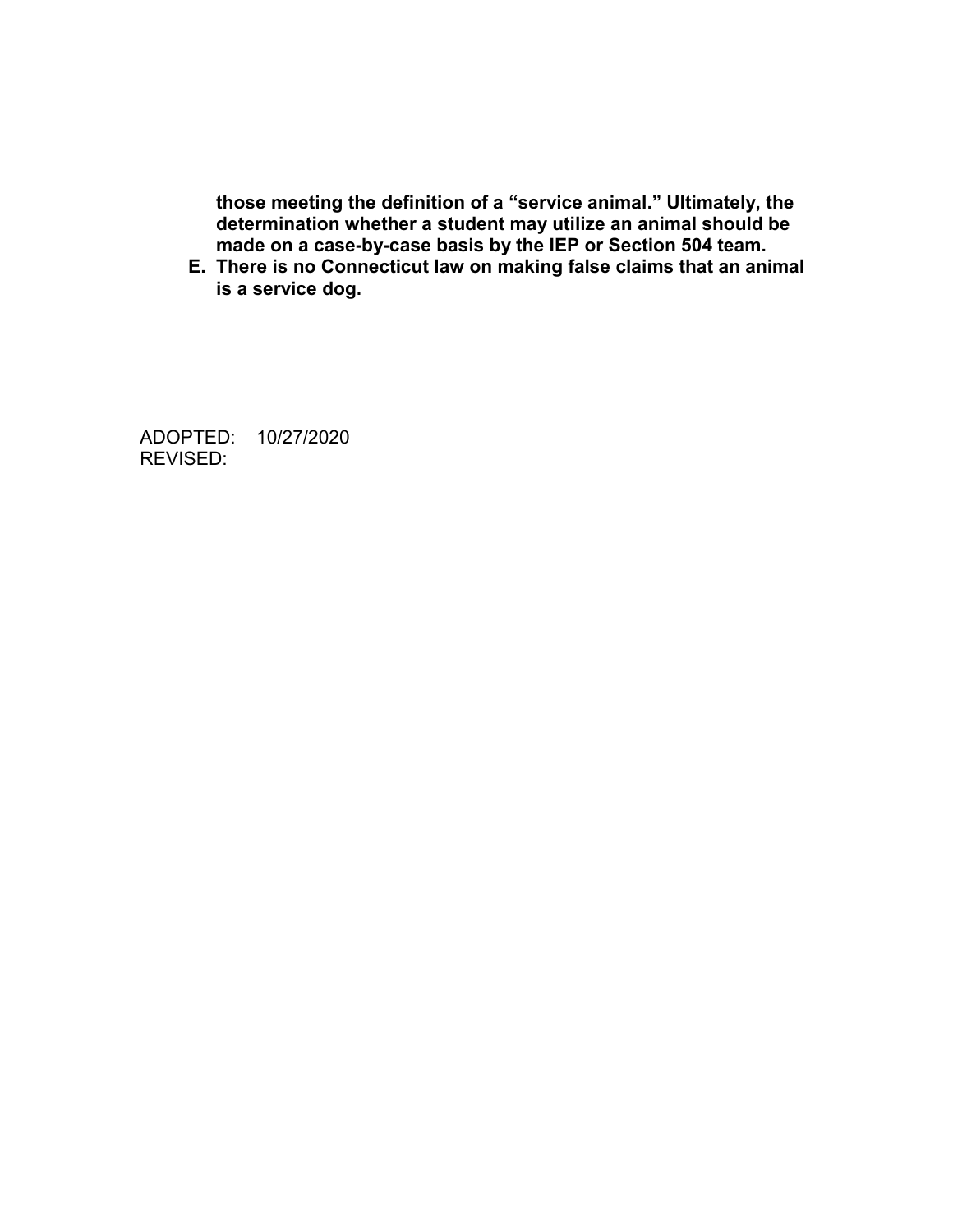**those meeting the definition of a "service animal." Ultimately, the determination whether a student may utilize an animal should be made on a case-by-case basis by the IEP or Section 504 team.**

**E. There is no Connecticut law on making false claims that an animal is a service dog.**

ADOPTED: 10/27/2020
REVISED: